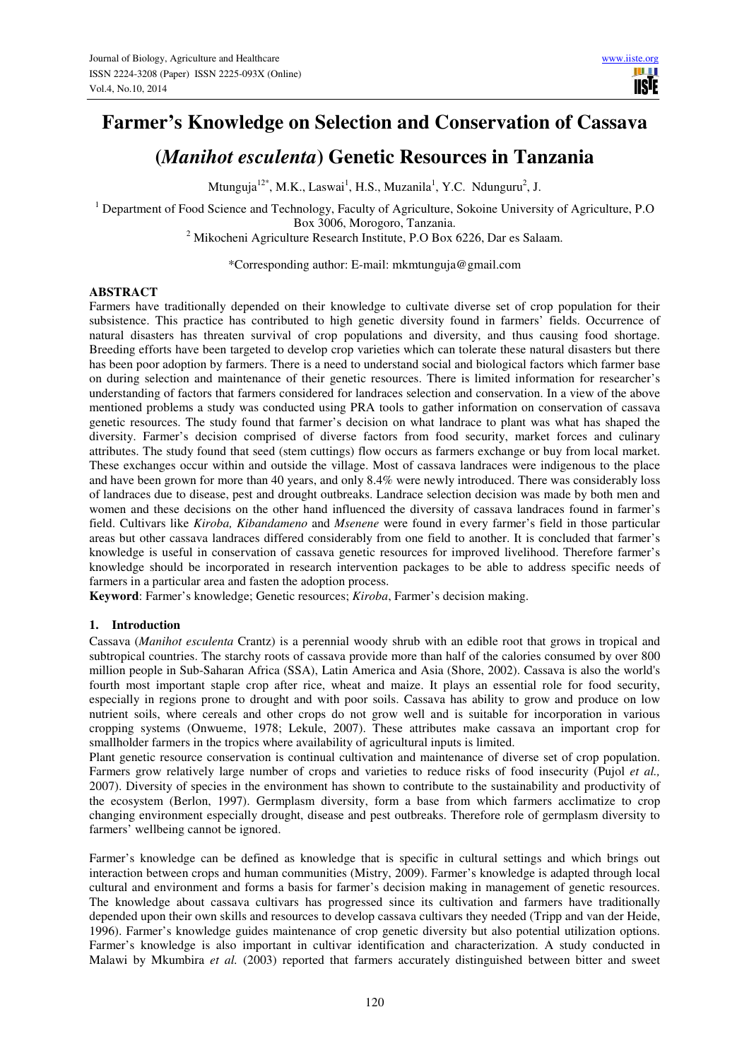# Farmer's Knowledge on Selection and Conservation of Cassava (*Manihot esculenta*) Genetic Resources in Tanzania

Mtunguja[12*], M.K., Laswai[1], H.S., Muzanila[1], Y.C. Ndunguru[2], J.

[1] Department of Food Science and Technology, Faculty of Agriculture, Sokoine University of Agriculture, P.O Box 3006, Morogoro, Tanzania.

[2] Mikocheni Agriculture Research Institute, P.O Box 6226, Dar es Salaam.

*Corresponding author: E-mail: mkmtunguja@gmail.com

## ABSTRACT

Farmers have traditionally depended on their knowledge to cultivate diverse set of crop population for their subsistence. This practice has contributed to high genetic diversity found in farmers' fields. Occurrence of natural disasters has threaten survival of crop populations and diversity, and thus causing food shortage. Breeding efforts have been targeted to develop crop varieties which can tolerate these natural disasters but there has been poor adoption by farmers. There is a need to understand social and biological factors which farmer base on during selection and maintenance of their genetic resources. There is limited information for researcher's understanding of factors that farmers considered for landraces selection and conservation. In a view of the above mentioned problems a study was conducted using PRA tools to gather information on conservation of cassava genetic resources. The study found that farmer's decision on what landrace to plant was what has shaped the diversity. Farmer's decision comprised of diverse factors from food security, market forces and culinary attributes. The study found that seed (stem cuttings) flow occurs as farmers exchange or buy from local market. These exchanges occur within and outside the village. Most of cassava landraces were indigenous to the place and have been grown for more than 40 years, and only 8.4% were newly introduced. There was considerably loss of landraces due to disease, pest and drought outbreaks. Landrace selection decision was made by both men and women and these decisions on the other hand influenced the diversity of cassava landraces found in farmer's field. Cultivars like *Kiroba, Kibandameno* and *Msenene* were found in every farmer's field in those particular areas but other cassava landraces differed considerably from one field to another. It is concluded that farmer's knowledge is useful in conservation of cassava genetic resources for improved livelihood. Therefore farmer's knowledge should be incorporated in research intervention packages to be able to address specific needs of farmers in a particular area and fasten the adoption process.

**Keyword**: Farmer's knowledge; Genetic resources; *Kiroba*, Farmer's decision making.

## 1. Introduction

Cassava (*Manihot esculenta* Crantz) is a perennial woody shrub with an edible root that grows in tropical and subtropical countries. The starchy roots of cassava provide more than half of the calories consumed by over 800 million people in Sub-Saharan Africa (SSA), Latin America and Asia (Shore, 2002). Cassava is also the world's fourth most important staple crop after rice, wheat and maize. It plays an essential role for food security, especially in regions prone to drought and with poor soils. Cassava has ability to grow and produce on low nutrient soils, where cereals and other crops do not grow well and is suitable for incorporation in various cropping systems (Onwueme, 1978; Lekule, 2007). These attributes make cassava an important crop for smallholder farmers in the tropics where availability of agricultural inputs is limited.

Plant genetic resource conservation is continual cultivation and maintenance of diverse set of crop population. Farmers grow relatively large number of crops and varieties to reduce risks of food insecurity (Pujol *et al.,* 2007). Diversity of species in the environment has shown to contribute to the sustainability and productivity of the ecosystem (Berlon, 1997). Germplasm diversity, form a base from which farmers acclimatize to crop changing environment especially drought, disease and pest outbreaks. Therefore role of germplasm diversity to farmers' wellbeing cannot be ignored.

Farmer's knowledge can be defined as knowledge that is specific in cultural settings and which brings out interaction between crops and human communities (Mistry, 2009). Farmer's knowledge is adapted through local cultural and environment and forms a basis for farmer's decision making in management of genetic resources. The knowledge about cassava cultivars has progressed since its cultivation and farmers have traditionally depended upon their own skills and resources to develop cassava cultivars they needed (Tripp and van der Heide, 1996). Farmer's knowledge guides maintenance of crop genetic diversity but also potential utilization options. Farmer's knowledge is also important in cultivar identification and characterization. A study conducted in Malawi by Mkumbira *et al.* (2003) reported that farmers accurately distinguished between bitter and sweet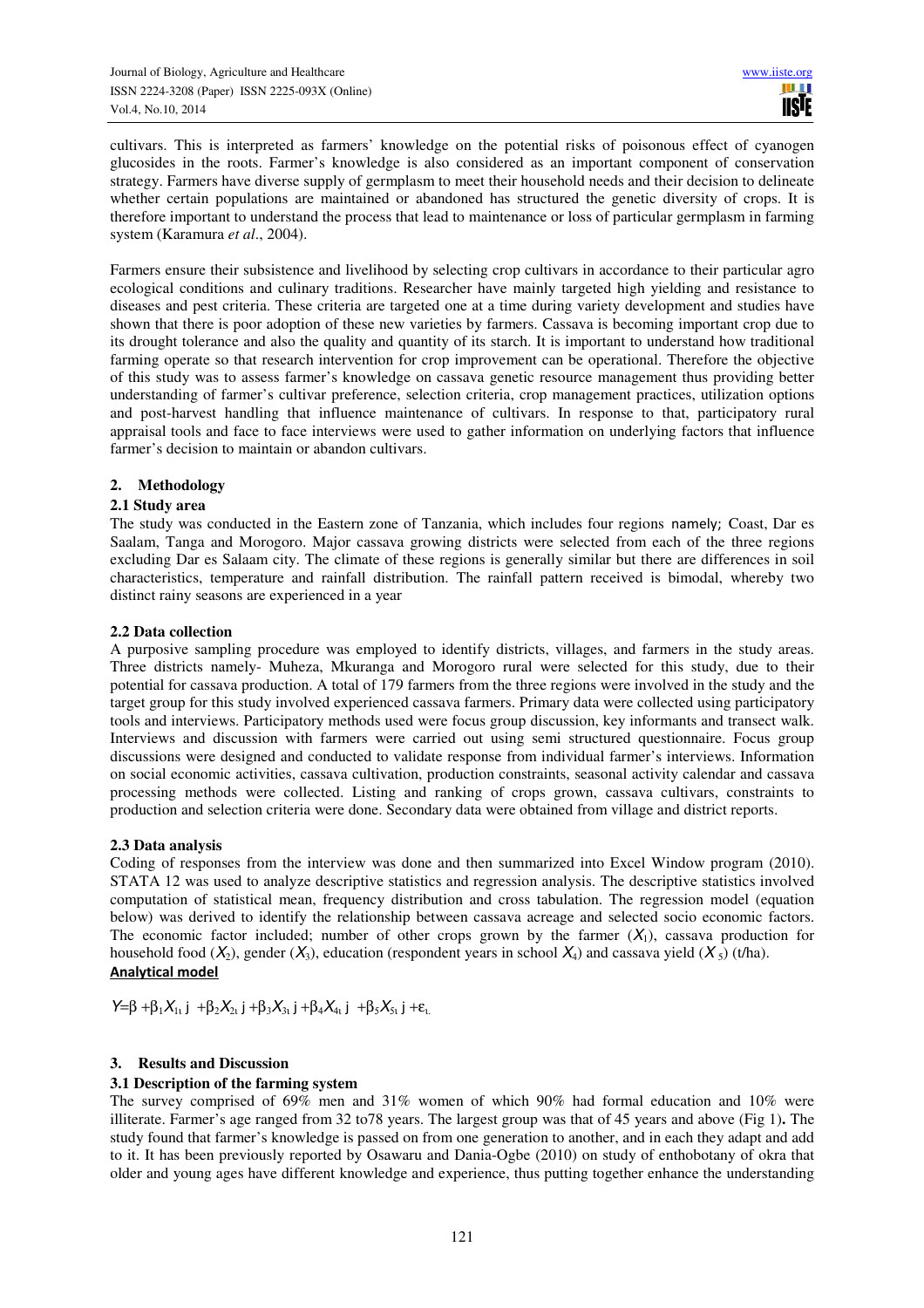cultivars. This is interpreted as farmers' knowledge on the potential risks of poisonous effect of cyanogen glucosides in the roots. Farmer's knowledge is also considered as an important component of conservation strategy. Farmers have diverse supply of germplasm to meet their household needs and their decision to delineate whether certain populations are maintained or abandoned has structured the genetic diversity of crops. It is therefore important to understand the process that lead to maintenance or loss of particular germplasm in farming system (Karamura *et al*., 2004).

Farmers ensure their subsistence and livelihood by selecting crop cultivars in accordance to their particular agro ecological conditions and culinary traditions. Researcher have mainly targeted high yielding and resistance to diseases and pest criteria. These criteria are targeted one at a time during variety development and studies have shown that there is poor adoption of these new varieties by farmers. Cassava is becoming important crop due to its drought tolerance and also the quality and quantity of its starch. It is important to understand how traditional farming operate so that research intervention for crop improvement can be operational. Therefore the objective of this study was to assess farmer's knowledge on cassava genetic resource management thus providing better understanding of farmer's cultivar preference, selection criteria, crop management practices, utilization options and post-harvest handling that influence maintenance of cultivars. In response to that, participatory rural appraisal tools and face to face interviews were used to gather information on underlying factors that influence farmer's decision to maintain or abandon cultivars.

## 2. Methodology

### 2.1 Study area

The study was conducted in the Eastern zone of Tanzania, which includes four regions namely; Coast, Dar es Saalam, Tanga and Morogoro. Major cassava growing districts were selected from each of the three regions excluding Dar es Salaam city. The climate of these regions is generally similar but there are differences in soil characteristics, temperature and rainfall distribution. The rainfall pattern received is bimodal, whereby two distinct rainy seasons are experienced in a year

### 2.2 Data collection

A purposive sampling procedure was employed to identify districts, villages, and farmers in the study areas. Three districts namely- Muheza, Mkuranga and Morogoro rural were selected for this study, due to their potential for cassava production. A total of 179 farmers from the three regions were involved in the study and the target group for this study involved experienced cassava farmers. Primary data were collected using participatory tools and interviews. Participatory methods used were focus group discussion, key informants and transect walk. Interviews and discussion with farmers were carried out using semi structured questionnaire. Focus group discussions were designed and conducted to validate response from individual farmer's interviews. Information on social economic activities, cassava cultivation, production constraints, seasonal activity calendar and cassava processing methods were collected. Listing and ranking of crops grown, cassava cultivars, constraints to production and selection criteria were done. Secondary data were obtained from village and district reports.

### 2.3 Data analysis

Coding of responses from the interview was done and then summarized into Excel Window program (2010). STATA 12 was used to analyze descriptive statistics and regression analysis. The descriptive statistics involved computation of statistical mean, frequency distribution and cross tabulation. The regression model (equation below) was derived to identify the relationship between cassava acreage and selected socio economic factors. The economic factor included; number of other crops grown by the farmer ($X_1$), cassava production for household food ($X_2$), gender ($X_3$), education (respondent years in school $X_4$) and cassava yield ($X_5$) (t/ha).

**Analytical model**

$$Y = \beta + \beta_1 X_{1i} j + \beta_2 X_{2i} j + \beta_3 X_{3i} j + \beta_4 X_{4i} j + \beta_5 X_{5i} j + \varepsilon_i$$

## 3. Results and Discussion

### 3.1 Description of the farming system

The survey comprised of 69% men and 31% women of which 90% had formal education and 10% were illiterate. Farmer's age ranged from 32 to78 years. The largest group was that of 45 years and above (Fig 1)**.** The study found that farmer's knowledge is passed on from one generation to another, and in each they adapt and add to it. It has been previously reported by Osawaru and Dania-Ogbe (2010) on study of enthobotany of okra that older and young ages have different knowledge and experience, thus putting together enhance the understanding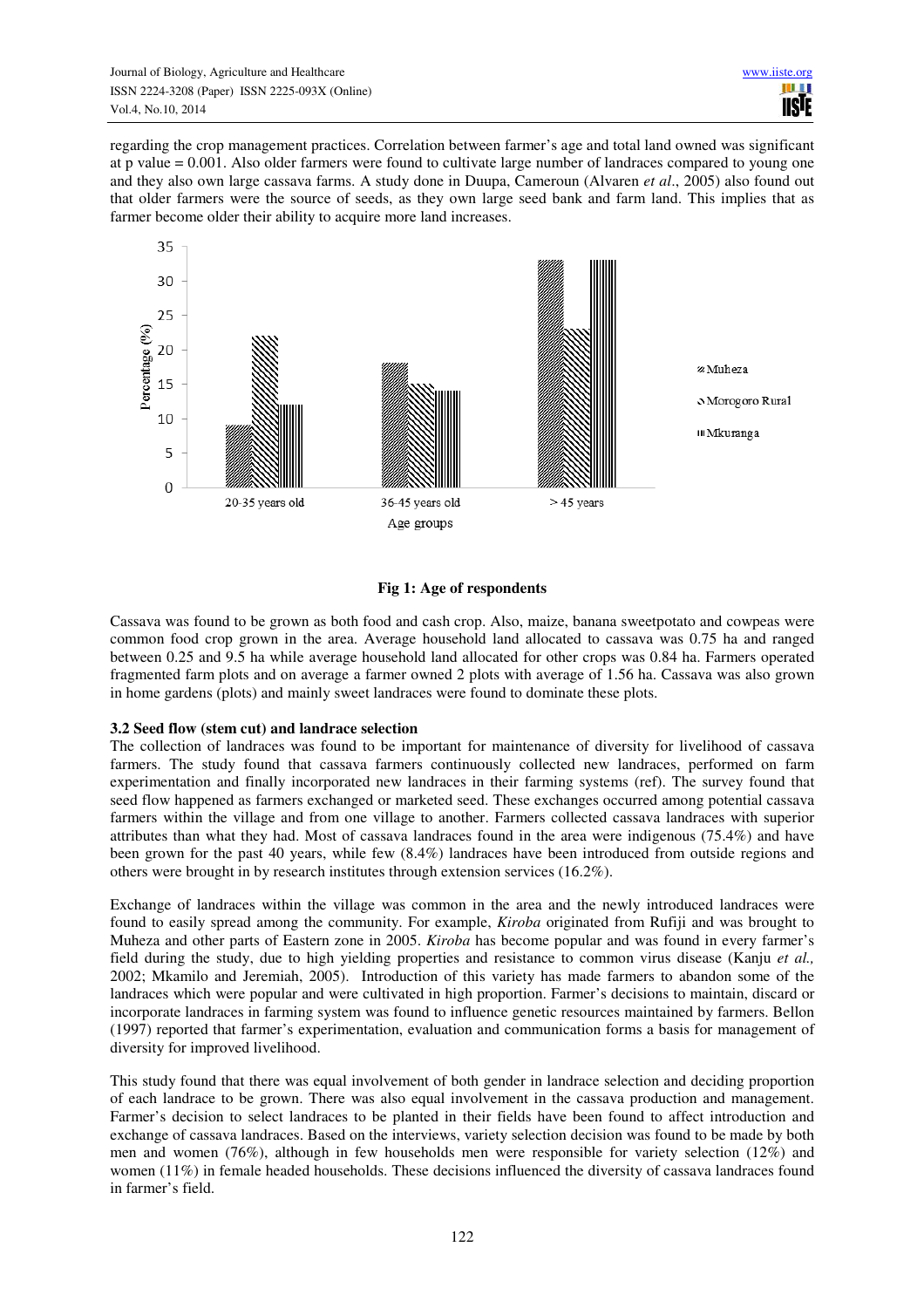regarding the crop management practices. Correlation between farmer's age and total land owned was significant at p value = 0.001. Also older farmers were found to cultivate large number of landraces compared to young one and they also own large cassava farms. A study done in Duupa, Cameroun (Alvaren *et al*., 2005) also found out that older farmers were the source of seeds, as they own large seed bank and farm land. This implies that as farmer become older their ability to acquire more land increases.

**Fig 1: Age of respondents**

Cassava was found to be grown as both food and cash crop. Also, maize, banana sweetpotato and cowpeas were common food crop grown in the area. Average household land allocated to cassava was 0.75 ha and ranged between 0.25 and 9.5 ha while average household land allocated for other crops was 0.84 ha. Farmers operated fragmented farm plots and on average a farmer owned 2 plots with average of 1.56 ha. Cassava was also grown in home gardens (plots) and mainly sweet landraces were found to dominate these plots.

### 3.2 Seed flow (stem cut) and landrace selection

The collection of landraces was found to be important for maintenance of diversity for livelihood of cassava farmers. The study found that cassava farmers continuously collected new landraces, performed on farm experimentation and finally incorporated new landraces in their farming systems (ref). The survey found that seed flow happened as farmers exchanged or marketed seed. These exchanges occurred among potential cassava farmers within the village and from one village to another. Farmers collected cassava landraces with superior attributes than what they had. Most of cassava landraces found in the area were indigenous (75.4%) and have been grown for the past 40 years, while few (8.4%) landraces have been introduced from outside regions and others were brought in by research institutes through extension services (16.2%).

Exchange of landraces within the village was common in the area and the newly introduced landraces were found to easily spread among the community. For example, *Kiroba* originated from Rufiji and was brought to Muheza and other parts of Eastern zone in 2005. *Kiroba* has become popular and was found in every farmer's field during the study, due to high yielding properties and resistance to common virus disease (Kanju *et al.,* 2002; Mkamilo and Jeremiah, 2005). Introduction of this variety has made farmers to abandon some of the landraces which were popular and were cultivated in high proportion. Farmer's decisions to maintain, discard or incorporate landraces in farming system was found to influence genetic resources maintained by farmers. Bellon (1997) reported that farmer's experimentation, evaluation and communication forms a basis for management of diversity for improved livelihood.

This study found that there was equal involvement of both gender in landrace selection and deciding proportion of each landrace to be grown. There was also equal involvement in the cassava production and management. Farmer's decision to select landraces to be planted in their fields have been found to affect introduction and exchange of cassava landraces. Based on the interviews, variety selection decision was found to be made by both men and women (76%), although in few households men were responsible for variety selection (12%) and women (11%) in female headed households. These decisions influenced the diversity of cassava landraces found in farmer's field.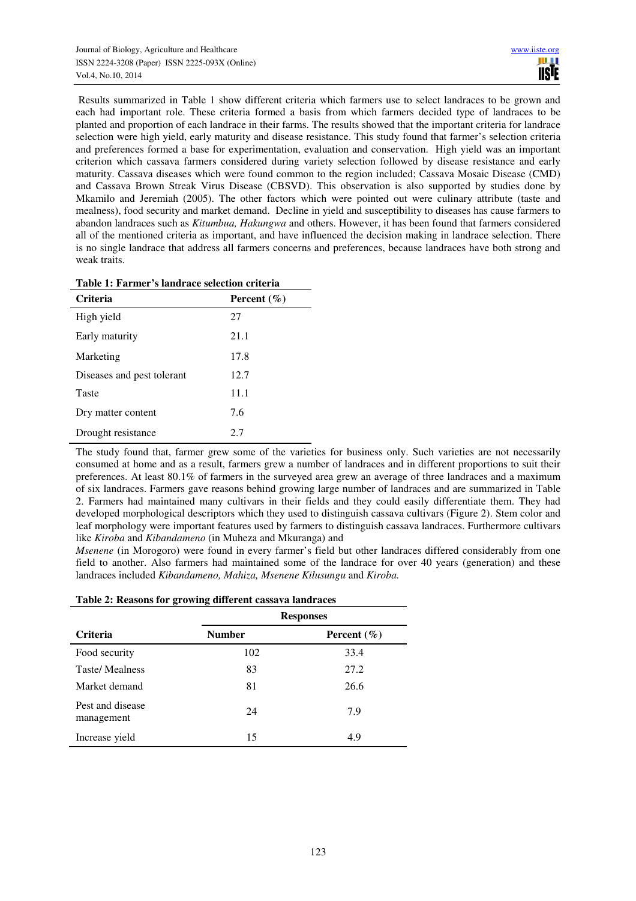Results summarized in Table 1 show different criteria which farmers use to select landraces to be grown and each had important role. These criteria formed a basis from which farmers decided type of landraces to be planted and proportion of each landrace in their farms. The results showed that the important criteria for landrace selection were high yield, early maturity and disease resistance. This study found that farmer's selection criteria and preferences formed a base for experimentation, evaluation and conservation. High yield was an important criterion which cassava farmers considered during variety selection followed by disease resistance and early maturity. Cassava diseases which were found common to the region included; Cassava Mosaic Disease (CMD) and Cassava Brown Streak Virus Disease (CBSVD). This observation is also supported by studies done by Mkamilo and Jeremiah (2005). The other factors which were pointed out were culinary attribute (taste and mealness), food security and market demand. Decline in yield and susceptibility to diseases has cause farmers to abandon landraces such as *Kitumbua, Hakungwa* and others. However, it has been found that farmers considered all of the mentioned criteria as important, and have influenced the decision making in landrace selection. There is no single landrace that address all farmers concerns and preferences, because landraces have both strong and weak traits.

**Table 1: Farmer's landrace selection criteria**

| Criteria | Percent (%) |
|---|---|
| High yield | 27 |
| Early maturity | 21.1 |
| Marketing | 17.8 |
| Diseases and pest tolerant | 12.7 |
| Taste | 11.1 |
| Dry matter content | 7.6 |
| Drought resistance | 2.7 |

The study found that, farmer grew some of the varieties for business only. Such varieties are not necessarily consumed at home and as a result, farmers grew a number of landraces and in different proportions to suit their preferences. At least 80.1% of farmers in the surveyed area grew an average of three landraces and a maximum of six landraces. Farmers gave reasons behind growing large number of landraces and are summarized in Table 2. Farmers had maintained many cultivars in their fields and they could easily differentiate them. They had developed morphological descriptors which they used to distinguish cassava cultivars (Figure 2). Stem color and leaf morphology were important features used by farmers to distinguish cassava landraces. Furthermore cultivars like *Kiroba* and *Kibandameno* (in Muheza and Mkuranga) and *Msenene* (in Morogoro) were found in every farmer's field but other landraces differed considerably from one field to another. Also farmers had maintained some of the landrace for over 40 years (generation) and these landraces included *Kibandameno, Mahiza, Msenene Kilusungu* and *Kiroba.*

**Table 2: Reasons for growing different cassava landraces**

| | Responses | |
|---|---|---|
| **Criteria** | **Number** | **Percent (%)** |
| Food security | 102 | 33.4 |
| Taste/ Mealness | 83 | 27.2 |
| Market demand | 81 | 26.6 |
| Pest and disease management | 24 | 7.9 |
| Increase yield | 15 | 4.9 |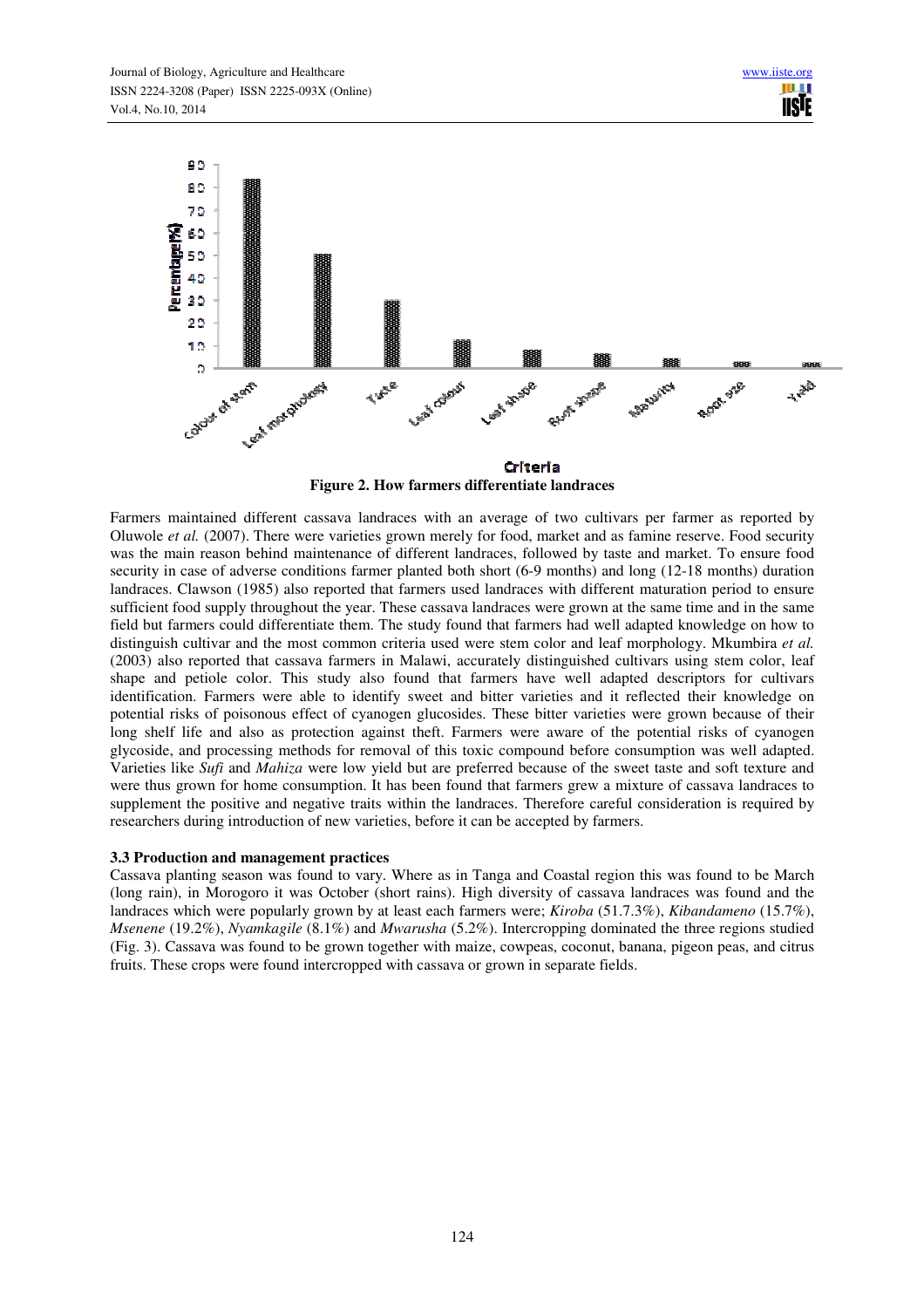**Figure 2. How farmers differentiate landraces**

Farmers maintained different cassava landraces with an average of two cultivars per farmer as reported by Oluwole *et al.* (2007). There were varieties grown merely for food, market and as famine reserve. Food security was the main reason behind maintenance of different landraces, followed by taste and market. To ensure food security in case of adverse conditions farmer planted both short (6-9 months) and long (12-18 months) duration landraces. Clawson (1985) also reported that farmers used landraces with different maturation period to ensure sufficient food supply throughout the year. These cassava landraces were grown at the same time and in the same field but farmers could differentiate them. The study found that farmers had well adapted knowledge on how to distinguish cultivar and the most common criteria used were stem color and leaf morphology. Mkumbira *et al.* (2003) also reported that cassava farmers in Malawi, accurately distinguished cultivars using stem color, leaf shape and petiole color. This study also found that farmers have well adapted descriptors for cultivars identification. Farmers were able to identify sweet and bitter varieties and it reflected their knowledge on potential risks of poisonous effect of cyanogen glucosides. These bitter varieties were grown because of their long shelf life and also as protection against theft. Farmers were aware of the potential risks of cyanogen glycoside, and processing methods for removal of this toxic compound before consumption was well adapted. Varieties like *Sufi* and *Mahiza* were low yield but are preferred because of the sweet taste and soft texture and were thus grown for home consumption. It has been found that farmers grew a mixture of cassava landraces to supplement the positive and negative traits within the landraces. Therefore careful consideration is required by researchers during introduction of new varieties, before it can be accepted by farmers.

**3.3 Production and management practices**

Cassava planting season was found to vary. Where as in Tanga and Coastal region this was found to be March (long rain), in Morogoro it was October (short rains). High diversity of cassava landraces was found and the landraces which were popularly grown by at least each farmers were; *Kiroba* (51.7.3%), *Kibandameno* (15.7%), *Msenene* (19.2%), *Nyamkagile* (8.1%) and *Mwarusha* (5.2%). Intercropping dominated the three regions studied (Fig. 3). Cassava was found to be grown together with maize, cowpeas, coconut, banana, pigeon peas, and citrus fruits. These crops were found intercropped with cassava or grown in separate fields.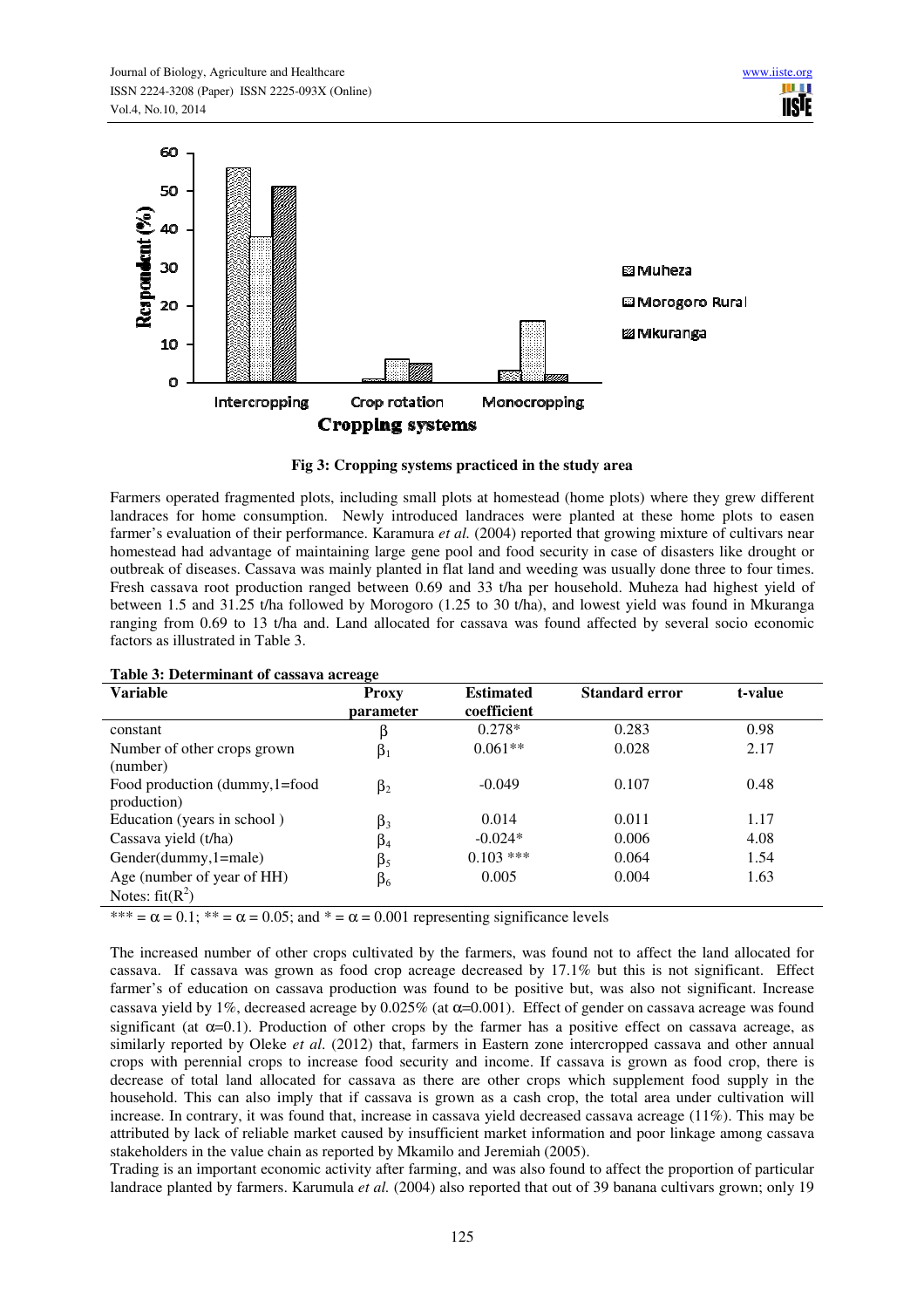**Fig 3: Cropping systems practiced in the study area**

Farmers operated fragmented plots, including small plots at homestead (home plots) where they grew different landraces for home consumption. Newly introduced landraces were planted at these home plots to easen farmer's evaluation of their performance. Karamura *et al.* (2004) reported that growing mixture of cultivars near homestead had advantage of maintaining large gene pool and food security in case of disasters like drought or outbreak of diseases. Cassava was mainly planted in flat land and weeding was usually done three to four times. Fresh cassava root production ranged between 0.69 and 33 t/ha per household. Muheza had highest yield of between 1.5 and 31.25 t/ha followed by Morogoro (1.25 to 30 t/ha), and lowest yield was found in Mkuranga ranging from 0.69 to 13 t/ha and. Land allocated for cassava was found affected by several socio economic factors as illustrated in Table 3.

**Table 3: Determinant of cassava acreage**

| Variable | Proxy parameter | Estimated coefficient | Standard error | t-value |
|---|---|---|---|---|
| constant | $\beta$ | 0.278* | 0.283 | 0.98 |
| Number of other crops grown (number) | $\beta_1$ | 0.061** | 0.028 | 2.17 |
| Food production (dummy,1=food production) | $\beta_2$ | -0.049 | 0.107 | 0.48 |
| Education (years in school ) | $\beta_3$ | 0.014 | 0.011 | 1.17 |
| Cassava yield (t/ha) | $\beta_4$ | -0.024* | 0.006 | 4.08 |
| Gender(dummy,1=male) | $\beta_5$ | 0.103 *** | 0.064 | 1.54 |
| Age (number of year of HH) | $\beta_6$ | 0.005 | 0.004 | 1.63 |
| Notes: fit($R^2$) | | | | |

*** = $\alpha$ = 0.1; ** = $\alpha$ = 0.05; and * = $\alpha$ = 0.001 representing significance levels

The increased number of other crops cultivated by the farmers, was found not to affect the land allocated for cassava. If cassava was grown as food crop acreage decreased by 17.1% but this is not significant. Effect farmer's of education on cassava production was found to be positive but, was also not significant. Increase cassava yield by 1%, decreased acreage by 0.025% (at $\alpha$=0.001). Effect of gender on cassava acreage was found significant (at $\alpha$=0.1). Production of other crops by the farmer has a positive effect on cassava acreage, as similarly reported by Oleke *et al*. (2012) that, farmers in Eastern zone intercropped cassava and other annual crops with perennial crops to increase food security and income. If cassava is grown as food crop, there is decrease of total land allocated for cassava as there are other crops which supplement food supply in the household. This can also imply that if cassava is grown as a cash crop, the total area under cultivation will increase. In contrary, it was found that, increase in cassava yield decreased cassava acreage (11%). This may be attributed by lack of reliable market caused by insufficient market information and poor linkage among cassava stakeholders in the value chain as reported by Mkamilo and Jeremiah (2005).

Trading is an important economic activity after farming, and was also found to affect the proportion of particular landrace planted by farmers. Karumula *et al.* (2004) also reported that out of 39 banana cultivars grown; only 19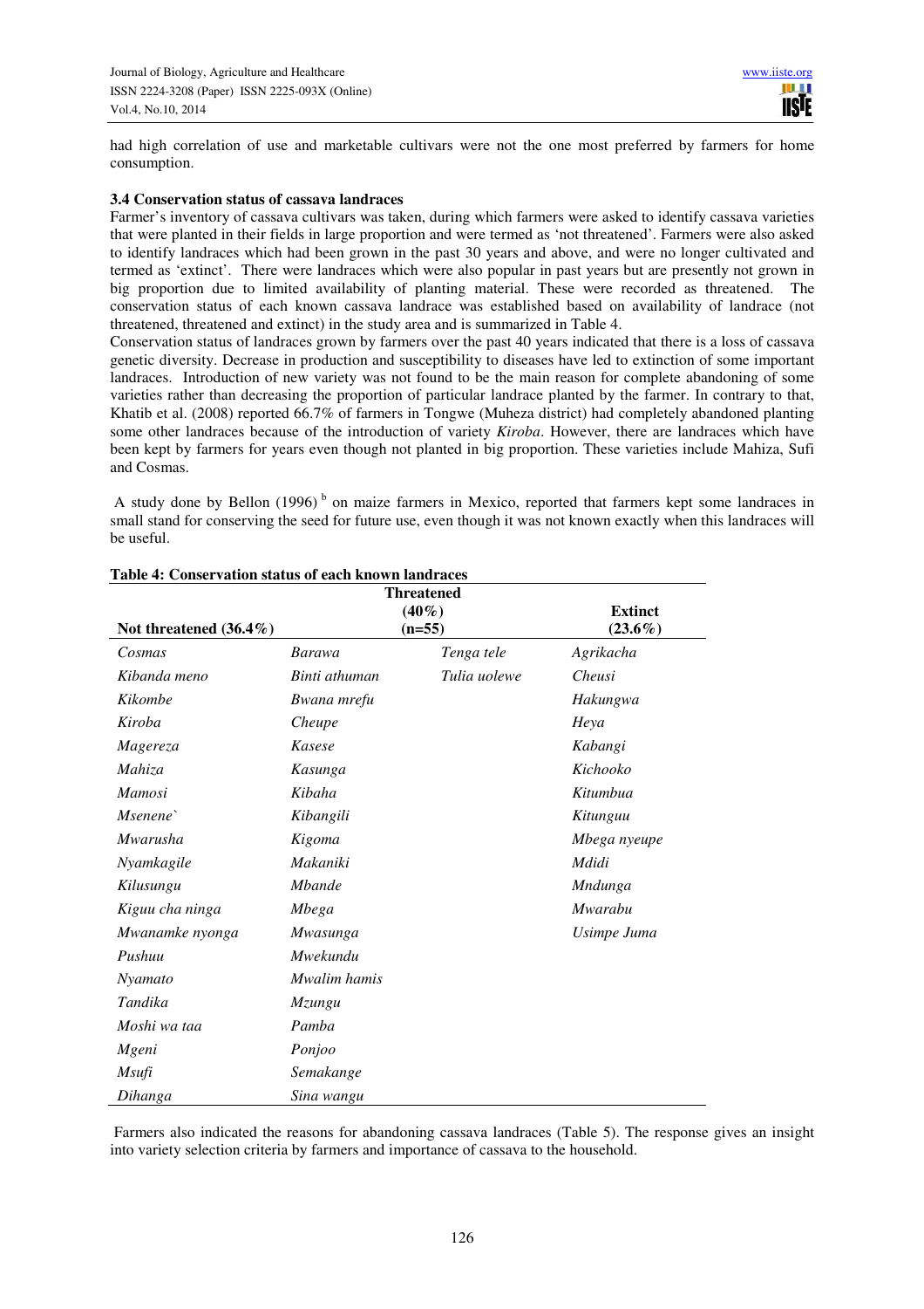had high correlation of use and marketable cultivars were not the one most preferred by farmers for home consumption.

### 3.4 Conservation status of cassava landraces

Farmer's inventory of cassava cultivars was taken, during which farmers were asked to identify cassava varieties that were planted in their fields in large proportion and were termed as 'not threatened'. Farmers were also asked to identify landraces which had been grown in the past 30 years and above, and were no longer cultivated and termed as 'extinct'. There were landraces which were also popular in past years but are presently not grown in big proportion due to limited availability of planting material. These were recorded as threatened. The conservation status of each known cassava landrace was established based on availability of landrace (not threatened, threatened and extinct) in the study area and is summarized in Table 4.

Conservation status of landraces grown by farmers over the past 40 years indicated that there is a loss of cassava genetic diversity. Decrease in production and susceptibility to diseases have led to extinction of some important landraces. Introduction of new variety was not found to be the main reason for complete abandoning of some varieties rather than decreasing the proportion of particular landrace planted by the farmer. In contrary to that, Khatib et al. (2008) reported 66.7% of farmers in Tongwe (Muheza district) had completely abandoned planting some other landraces because of the introduction of variety *Kiroba*. However, there are landraces which have been kept by farmers for years even though not planted in big proportion. These varieties include Mahiza, Sufi and Cosmas.

A study done by Bellon (1996) [b] on maize farmers in Mexico, reported that farmers kept some landraces in small stand for conserving the seed for future use, even though it was not known exactly when this landraces will be useful.

**Table 4: Conservation status of each known landraces**

| Not threatened (36.4%) | Threatened (40%) (n=55) | | Extinct (23.6%) |
|---|---|---|---|
| *Cosmas* | *Barawa* | *Tenga tele* | *Agrikacha* |
| *Kibanda meno* | *Binti athuman* | *Tulia uolewe* | *Cheusi* |
| *Kikombe* | *Bwana mrefu* | | *Hakungwa* |
| *Kiroba* | *Cheupe* | | *Heya* |
| *Magereza* | *Kasese* | | *Kabangi* |
| *Mahiza* | *Kasunga* | | *Kichooko* |
| *Mamosi* | *Kibaha* | | *Kitumbua* |
| *Msenene`* | *Kibangili* | | *Kitunguu* |
| *Mwarusha* | *Kigoma* | | *Mbega nyeupe* |
| *Nyamkagile* | *Makaniki* | | *Mdidi* |
| *Kilusungu* | *Mbande* | | *Mndunga* |
| *Kiguu cha ninga* | *Mbega* | | *Mwarabu* |
| *Mwanamke nyonga* | *Mwasunga* | | *Usimpe Juma* |
| *Pushuu* | *Mwekundu* | | |
| *Nyamato* | *Mwalim hamis* | | |
| *Tandika* | *Mzungu* | | |
| *Moshi wa taa* | *Pamba* | | |
| *Mgeni* | *Ponjoo* | | |
| *Msufi* | *Semakange* | | |
| *Dihanga* | *Sina wangu* | | |

Farmers also indicated the reasons for abandoning cassava landraces (Table 5). The response gives an insight into variety selection criteria by farmers and importance of cassava to the household.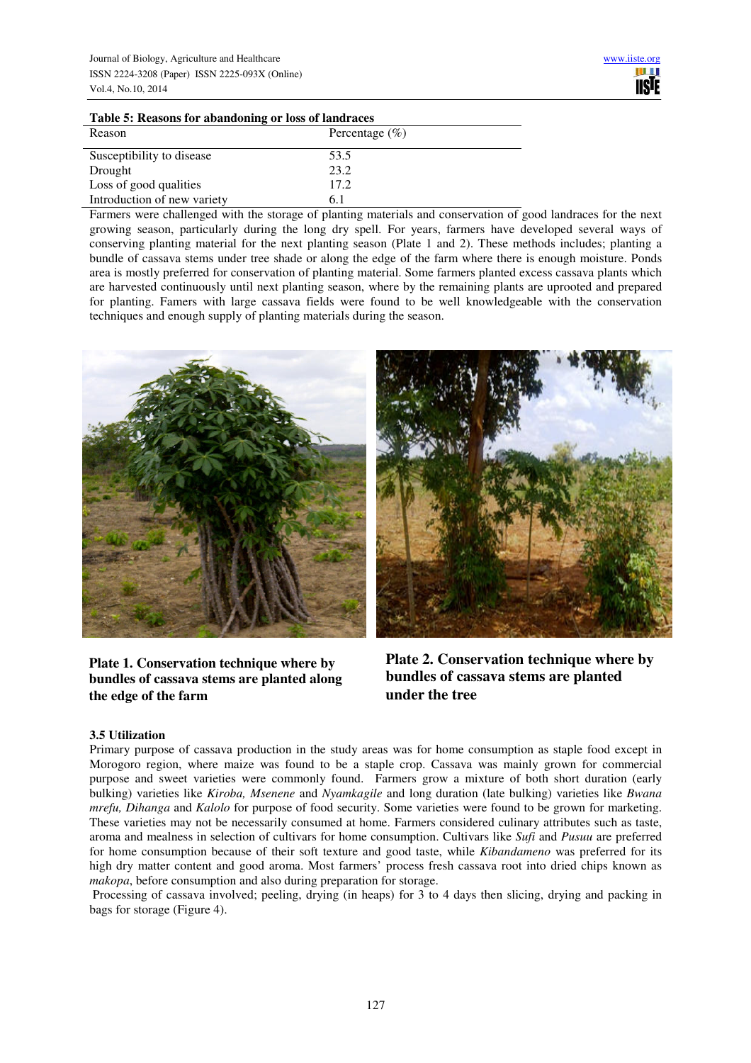**Table 5: Reasons for abandoning or loss of landraces**

| Reason | Percentage (%) |
|---|---|
| Susceptibility to disease | 53.5 |
| Drought | 23.2 |
| Loss of good qualities | 17.2 |
| Introduction of new variety | 6.1 |

Farmers were challenged with the storage of planting materials and conservation of good landraces for the next growing season, particularly during the long dry spell. For years, farmers have developed several ways of conserving planting material for the next planting season (Plate 1 and 2). These methods includes; planting a bundle of cassava stems under tree shade or along the edge of the farm where there is enough moisture. Ponds area is mostly preferred for conservation of planting material. Some farmers planted excess cassava plants which are harvested continuously until next planting season, where by the remaining plants are uprooted and prepared for planting. Famers with large cassava fields were found to be well knowledgeable with the conservation techniques and enough supply of planting materials during the season.

**Plate 1. Conservation technique where by bundles of cassava stems are planted along the edge of the farm**

**Plate 2. Conservation technique where by bundles of cassava stems are planted under the tree**

### 3.5 Utilization

Primary purpose of cassava production in the study areas was for home consumption as staple food except in Morogoro region, where maize was found to be a staple crop. Cassava was mainly grown for commercial purpose and sweet varieties were commonly found. Farmers grow a mixture of both short duration (early bulking) varieties like *Kiroba, Msenene* and *Nyamkagile* and long duration (late bulking) varieties like *Bwana mrefu, Dihanga* and *Kalolo* for purpose of food security. Some varieties were found to be grown for marketing. These varieties may not be necessarily consumed at home. Farmers considered culinary attributes such as taste, aroma and mealness in selection of cultivars for home consumption. Cultivars like *Sufi* and *Pusuu* are preferred for home consumption because of their soft texture and good taste, while *Kibandameno* was preferred for its high dry matter content and good aroma. Most farmers' process fresh cassava root into dried chips known as *makopa*, before consumption and also during preparation for storage.

Processing of cassava involved; peeling, drying (in heaps) for 3 to 4 days then slicing, drying and packing in bags for storage (Figure 4).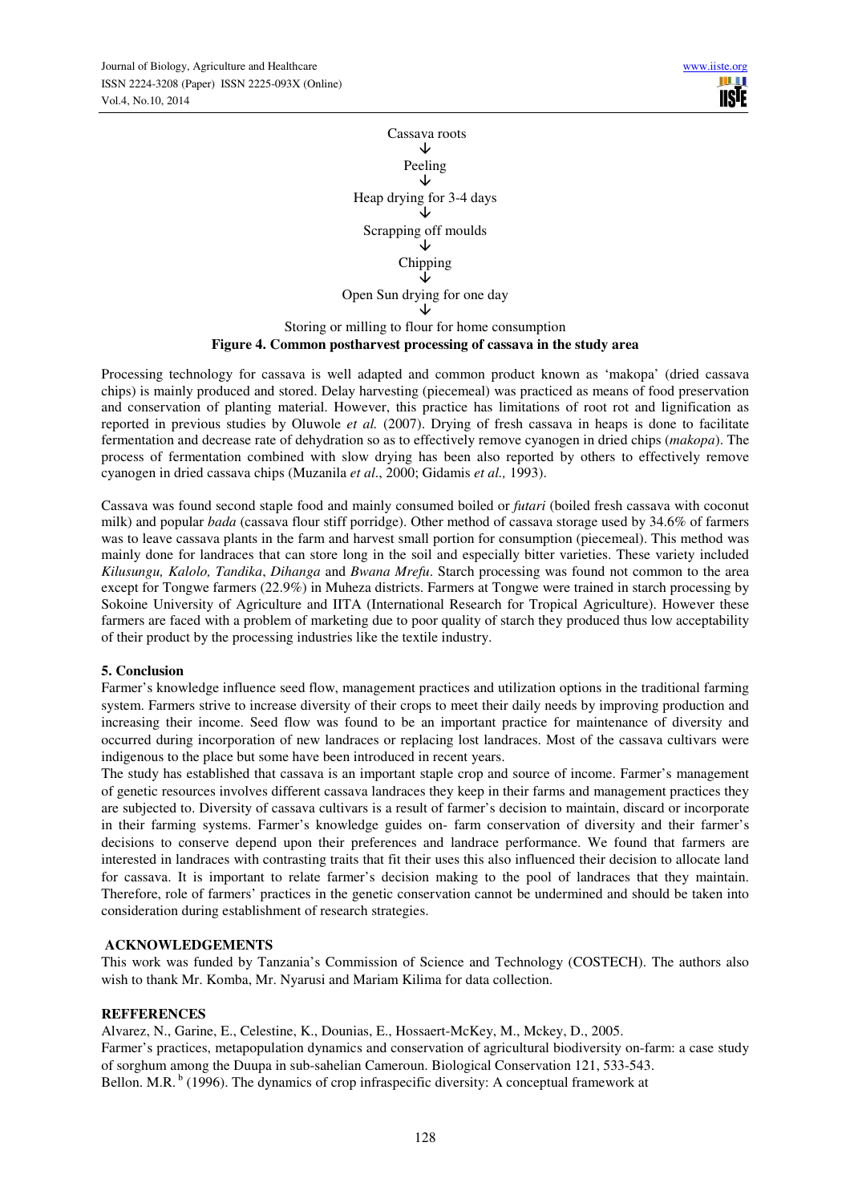Cassava roots
↓
Peeling
↓
Heap drying for 3-4 days
↓
Scrapping off moulds
↓
Chipping
↓
Open Sun drying for one day
↓
Storing or milling to flour for home consumption

**Figure 4. Common postharvest processing of cassava in the study area**

Processing technology for cassava is well adapted and common product known as 'makopa' (dried cassava chips) is mainly produced and stored. Delay harvesting (piecemeal) was practiced as means of food preservation and conservation of planting material. However, this practice has limitations of root rot and lignification as reported in previous studies by Oluwole *et al.* (2007). Drying of fresh cassava in heaps is done to facilitate fermentation and decrease rate of dehydration so as to effectively remove cyanogen in dried chips (*makopa*). The process of fermentation combined with slow drying has been also reported by others to effectively remove cyanogen in dried cassava chips (Muzanila *et al*., 2000; Gidamis *et al.,* 1993).

Cassava was found second staple food and mainly consumed boiled or *futari* (boiled fresh cassava with coconut milk) and popular *bada* (cassava flour stiff porridge). Other method of cassava storage used by 34.6% of farmers was to leave cassava plants in the farm and harvest small portion for consumption (piecemeal). This method was mainly done for landraces that can store long in the soil and especially bitter varieties. These variety included *Kilusungu, Kalolo, Tandika*, *Dihanga* and *Bwana Mrefu*. Starch processing was found not common to the area except for Tongwe farmers (22.9%) in Muheza districts. Farmers at Tongwe were trained in starch processing by Sokoine University of Agriculture and IITA (International Research for Tropical Agriculture). However these farmers are faced with a problem of marketing due to poor quality of starch they produced thus low acceptability of their product by the processing industries like the textile industry.

## 5. Conclusion

Farmer's knowledge influence seed flow, management practices and utilization options in the traditional farming system. Farmers strive to increase diversity of their crops to meet their daily needs by improving production and increasing their income. Seed flow was found to be an important practice for maintenance of diversity and occurred during incorporation of new landraces or replacing lost landraces. Most of the cassava cultivars were indigenous to the place but some have been introduced in recent years.

The study has established that cassava is an important staple crop and source of income. Farmer's management of genetic resources involves different cassava landraces they keep in their farms and management practices they are subjected to. Diversity of cassava cultivars is a result of farmer's decision to maintain, discard or incorporate in their farming systems. Farmer's knowledge guides on- farm conservation of diversity and their farmer's decisions to conserve depend upon their preferences and landrace performance. We found that farmers are interested in landraces with contrasting traits that fit their uses this also influenced their decision to allocate land for cassava. It is important to relate farmer's decision making to the pool of landraces that they maintain. Therefore, role of farmers' practices in the genetic conservation cannot be undermined and should be taken into consideration during establishment of research strategies.

## ACKNOWLEDGEMENTS

This work was funded by Tanzania's Commission of Science and Technology (COSTECH). The authors also wish to thank Mr. Komba, Mr. Nyarusi and Mariam Kilima for data collection.

## REFFERENCES

Alvarez, N., Garine, E., Celestine, K., Dounias, E., Hossaert-McKey, M., Mckey, D., 2005.
Farmer's practices, metapopulation dynamics and conservation of agricultural biodiversity on-farm: a case study of sorghum among the Duupa in sub-sahelian Cameroun. Biological Conservation 121, 533-543.

Bellon. M.R. [b] (1996). The dynamics of crop infraspecific diversity: A conceptual framework at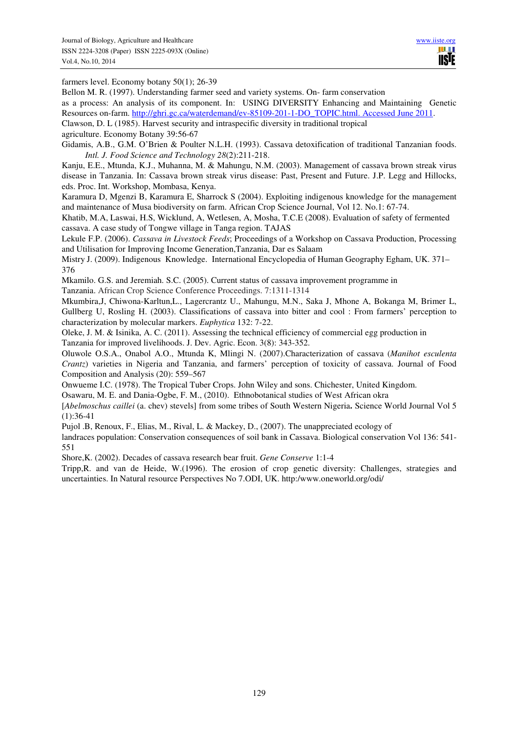farmers level. Economy botany 50(1); 26-39

Bellon M. R. (1997). Understanding farmer seed and variety systems. On- farm conservation as a process: An analysis of its component. In: USING DIVERSITY Enhancing and Maintaining Genetic Resources on-farm. http://ghri.gc.ca/waterdemand/ev-85109-201-1-DO_TOPIC.html. Accessed June 2011.

Clawson, D. L (1985). Harvest security and intraspecific diversity in traditional tropical agriculture. Economy Botany 39:56-67

Gidamis, A.B., G.M. O'Brien & Poulter N.L.H. (1993). Cassava detoxification of traditional Tanzanian foods. *Intl. J. Food Science and Technology 28*(2):211-218.

Kanju, E.E., Mtunda, K.J., Muhanna, M. & Mahungu, N.M. (2003). Management of cassava brown streak virus disease in Tanzania. In: Cassava brown streak virus disease: Past, Present and Future. J.P. Legg and Hillocks, eds. Proc. Int. Workshop, Mombasa, Kenya.

Karamura D, Mgenzi B, Karamura E, Sharrock S (2004). Exploiting indigenous knowledge for the management and maintenance of Musa biodiversity on farm. African Crop Science Journal, Vol 12. No.1: 67-74.

Khatib, M.A, Laswai, H.S, Wicklund, A, Wetlesen, A, Mosha, T.C.E (2008). Evaluation of safety of fermented cassava. A case study of Tongwe village in Tanga region. TAJAS

Lekule F.P. (2006). *Cassava in Livestock Feeds*; Proceedings of a Workshop on Cassava Production, Processing and Utilisation for Improving Income Generation,Tanzania, Dar es Salaam

Mistry J. (2009). Indigenous Knowledge. International Encyclopedia of Human Geography Egham, UK. 371–376

Mkamilo. G.S. and Jeremiah. S.C. (2005). Current status of cassava improvement programme in Tanzania. African Crop Science Conference Proceedings. 7:1311-1314

Mkumbira,J, Chiwona-Karltun,L., Lagercrantz U., Mahungu, M.N., Saka J, Mhone A, Bokanga M, Brimer L, Gullberg U, Rosling H. (2003). Classifications of cassava into bitter and cool : From farmers' perception to characterization by molecular markers. *Euphytica* 132: 7-22.

Oleke, J. M. & Isinika, A. C. (2011). Assessing the technical efficiency of commercial egg production in Tanzania for improved livelihoods. J. Dev. Agric. Econ. 3(8): 343-352.

Oluwole O.S.A., Onabol A.O., Mtunda K, Mlingi N. (2007).Characterization of cassava (*Manihot esculenta Crantz*) varieties in Nigeria and Tanzania, and farmers' perception of toxicity of cassava. Journal of Food Composition and Analysis (20): 559–567

Onwueme I.C. (1978). The Tropical Tuber Crops. John Wiley and sons. Chichester, United Kingdom.

Osawaru, M. E. and Dania-Ogbe, F. M., (2010). Ethnobotanical studies of West African okra [*Abelmoschus caillei* (a. chev) stevels] from some tribes of South Western Nigeria**.** Science World Journal Vol 5 (1):36-41

Pujol .B, Renoux, F., Elias, M., Rival, L. & Mackey, D., (2007). The unappreciated ecology of landraces population: Conservation consequences of soil bank in Cassava. Biological conservation Vol 136: 541-551

Shore,K. (2002). Decades of cassava research bear fruit. *Gene Conserve* 1:1-4

Tripp,R. and van de Heide, W.(1996). The erosion of crop genetic diversity: Challenges, strategies and uncertainties. In Natural resource Perspectives No 7.ODI, UK. http:/www.oneworld.org/odi/